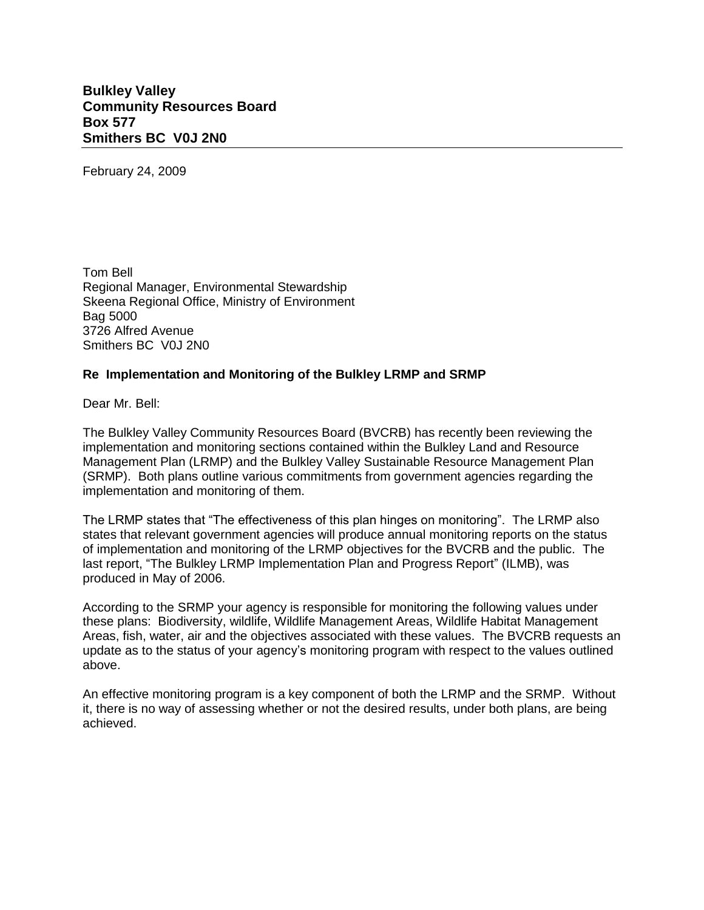**Bulkley Valley**
**Community Resources Board**
**Box 577**
**Smithers BC V0J 2N0**

---

February 24, 2009

Tom Bell
Regional Manager, Environmental Stewardship
Skeena Regional Office, Ministry of Environment
Bag 5000
3726 Alfred Avenue
Smithers BC V0J 2N0

**Re Implementation and Monitoring of the Bulkley LRMP and SRMP**

Dear Mr. Bell:

The Bulkley Valley Community Resources Board (BVCRB) has recently been reviewing the implementation and monitoring sections contained within the Bulkley Land and Resource Management Plan (LRMP) and the Bulkley Valley Sustainable Resource Management Plan (SRMP). Both plans outline various commitments from government agencies regarding the implementation and monitoring of them.

The LRMP states that "The effectiveness of this plan hinges on monitoring". The LRMP also states that relevant government agencies will produce annual monitoring reports on the status of implementation and monitoring of the LRMP objectives for the BVCRB and the public. The last report, "The Bulkley LRMP Implementation Plan and Progress Report" (ILMB), was produced in May of 2006.

According to the SRMP your agency is responsible for monitoring the following values under these plans: Biodiversity, wildlife, Wildlife Management Areas, Wildlife Habitat Management Areas, fish, water, air and the objectives associated with these values. The BVCRB requests an update as to the status of your agency's monitoring program with respect to the values outlined above.

An effective monitoring program is a key component of both the LRMP and the SRMP. Without it, there is no way of assessing whether or not the desired results, under both plans, are being achieved.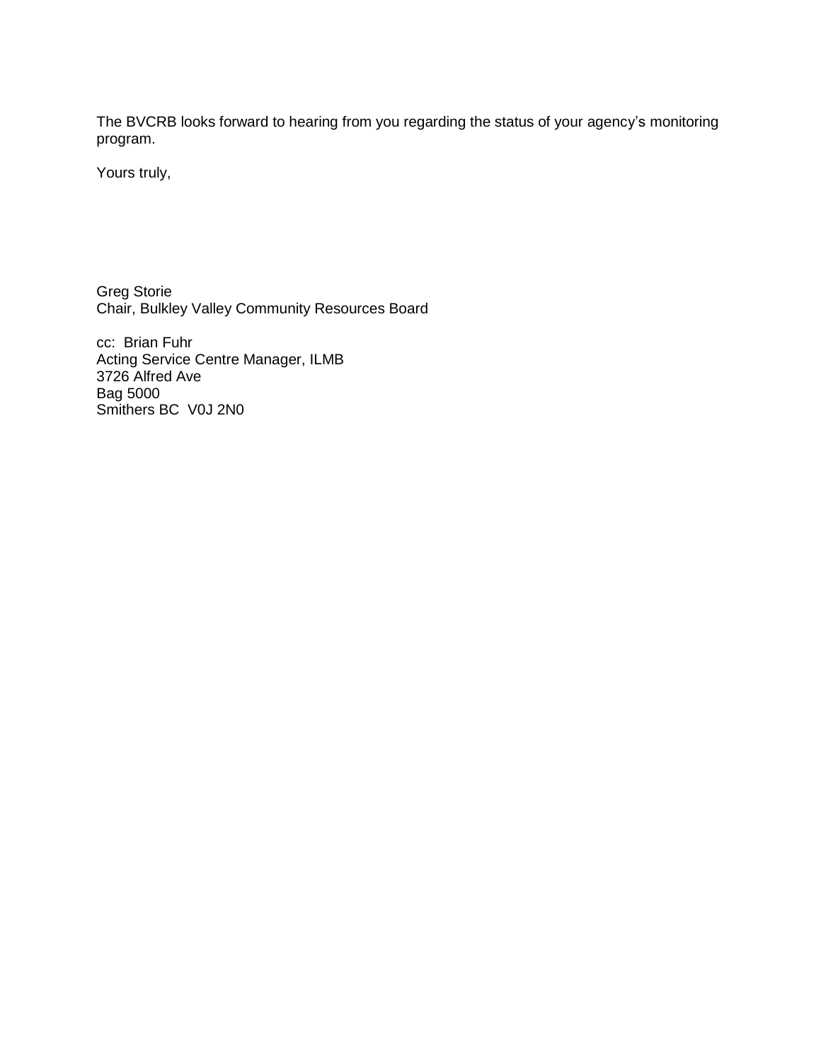The BVCRB looks forward to hearing from you regarding the status of your agency's monitoring program.

Yours truly,

Greg Storie
Chair, Bulkley Valley Community Resources Board

cc: Brian Fuhr
Acting Service Centre Manager, ILMB
3726 Alfred Ave
Bag 5000
Smithers BC V0J 2N0